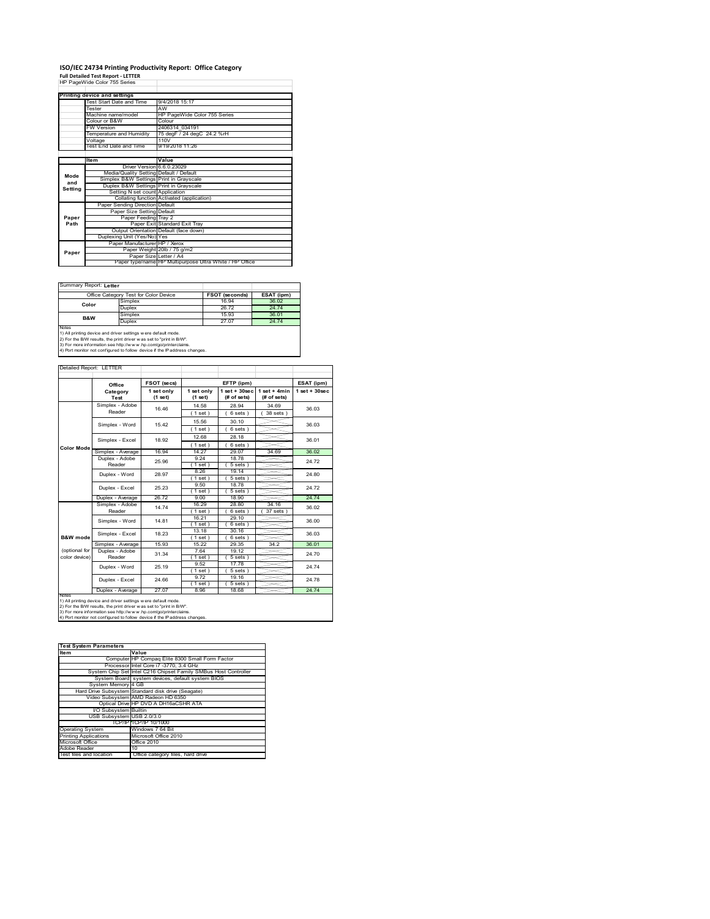# ISO/IEC 24734 Printing Productivity Report: Office Category

**Full Detailed Test Report - LETTER**

HP PageWide Color 755 Series

| Printing device and settings | |
|---|---|
| Test Start Date and Time | 9/4/2018 15:17 |
| Tester | AW |
| Machine name/model | HP PageWide Color 755 Series |
| Colour or B&W | Colour |
| FW Version | 2406314_034191 |
| Temperature and Humidity | 75 degF / 24 degC 24.2 %rH |
| Voltage | 110V |
| Test End Date and Time | 9/19/2018 11:26 |

| | Item | Value |
|---|---|---|
| Mode and Setting | Driver Version | 6.6.0.23029 |
| | Media/Quality Setting | Default / Default |
| | Simplex B&W Settings | Print in Grayscale |
| | Duplex B&W Settings | Print in Grayscale |
| | Setting N set count | Application |
| | Collating function | Activated (application) |
| Paper Path | Paper Sending Direction | Default |
| | Paper Size Setting | Default |
| | Paper Feeding | Tray 2 |
| | Paper Exit | Standard Exit Tray |
| | Output Orientation | Default (face down) |
| | Duplexing Unit (Yes/No) | Yes |
| Paper | Paper Manufacturer | HP / Xerox |
| | Paper Weight | 20lb / 75 g/m2 |
| | Paper Size | Letter / A4 |
| | Paper type/name | HP Multipurpose Ultra White / HP Office |

Summary Report: **Letter**

| Office Category Test for Color Device | | FSOT (seconds) | ESAT (ipm) |
|---|---|---|---|
| Color | Simplex | 16.94 | 36.02 |
| | Duplex | 26.72 | 24.74 |
| B&W | Simplex | 15.93 | 36.01 |
| | Duplex | 27.07 | 24.74 |

Notes
1) All printing device and driver settings were default mode.
2) For the B/W results, the print driver was set to "print in B/W".
3) For more information see http://www.hp.com/go/printerclaims.
4) Port monitor not configured to follow device if the IP address changes.

Detailed Report: LETTER

| | Office Category Test | FSOT (secs) 1 set only (1 set) | EFTP (ipm) 1 set only (1 set) | EFTP (ipm) 1 set + 30sec (# of sets) | EFTP (ipm) 1 set + 4min (# of sets) | ESAT (ipm) 1 set + 30sec |
|---|---|---|---|---|---|---|
| Color Mode | Simplex - Adobe Reader | 16.46 | 14.58 (1 set) | 28.94 (6 sets) | 34.69 (38 sets) | 36.03 |
| | Simplex - Word | 15.42 | 15.56 (1 set) | 30.10 (6 sets) | | 36.03 |
| | Simplex - Excel | 18.92 | 12.68 (1 set) | 28.18 (6 sets) | | 36.01 |
| | Simplex - Average | 16.94 | 14.27 | 29.07 | 34.69 | 36.02 |
| | Duplex - Adobe Reader | 25.96 | 9.24 (1 set) | 18.78 (5 sets) | | 24.72 |
| | Duplex - Word | 28.97 | 8.26 (1 set) | 19.14 (5 sets) | | 24.80 |
| | Duplex - Excel | 25.23 | 9.50 (1 set) | 18.78 (5 sets) | | 24.72 |
| | Duplex - Average | 26.72 | 9.00 | 18.90 | | 24.74 |
| B&W mode (optional for color device) | Simplex - Adobe Reader | 14.74 | 16.29 (1 set) | 28.80 (6 sets) | 34.16 (37 sets) | 36.02 |
| | Simplex - Word | 14.81 | 16.21 (1 set) | 29.10 (6 sets) | | 36.00 |
| | Simplex - Excel | 18.23 | 13.18 (1 set) | 30.16 (6 sets) | | 36.03 |
| | Simplex - Average | 15.93 | 15.22 | 29.35 | 34.2 | 36.01 |
| | Duplex - Adobe Reader | 31.34 | 7.64 (1 set) | 19.12 (5 sets) | | 24.70 |
| | Duplex - Word | 25.19 | 9.52 (1 set) | 17.78 (5 sets) | | 24.74 |
| | Duplex - Excel | 24.66 | 9.72 (1 set) | 19.16 (5 sets) | | 24.78 |
| | Duplex - Average | 27.07 | 8.96 | 18.68 | | 24.74 |

Notes
1) All printing device and driver settings were default mode.
2) For the B/W results, the print driver was set to "print in B/W".
3) For more information see http://www.hp.com/go/printerclaims.
4) Port monitor not configured to follow device if the IP address changes.

| Test System Parameters | |
|---|---|
| Item | Value |
| Computer | HP Compaq Elite 8300 Small Form Factor |
| Processor | Intel Core i7 -3770, 3.4 GHz |
| System Chip Set | Intel C216 Chipset Family SMBus Host Controller |
| System Board | system devices, default system BIOS |
| System Memory | 4 GB |
| Hard Drive Subsystem | Standard disk drive (Seagate) |
| Video Subsystem | AMD Radeon HD 6350 |
| Optical Drive | HP DVD A DH16aCSHR ATA |
| I/O Subsystem | Builtin |
| USB Subsystem | USB 2.0/3.0 |
| TCP/IP | TCP/IP 10/1000 |
| Operating System | Windows 7 64 Bit |
| Printing Applications | Microsoft Office 2010 |
| Microsoft Office | Office 2010 |
| Adobe Reader | 10 |
| Test files and location | Office category files, hard drive |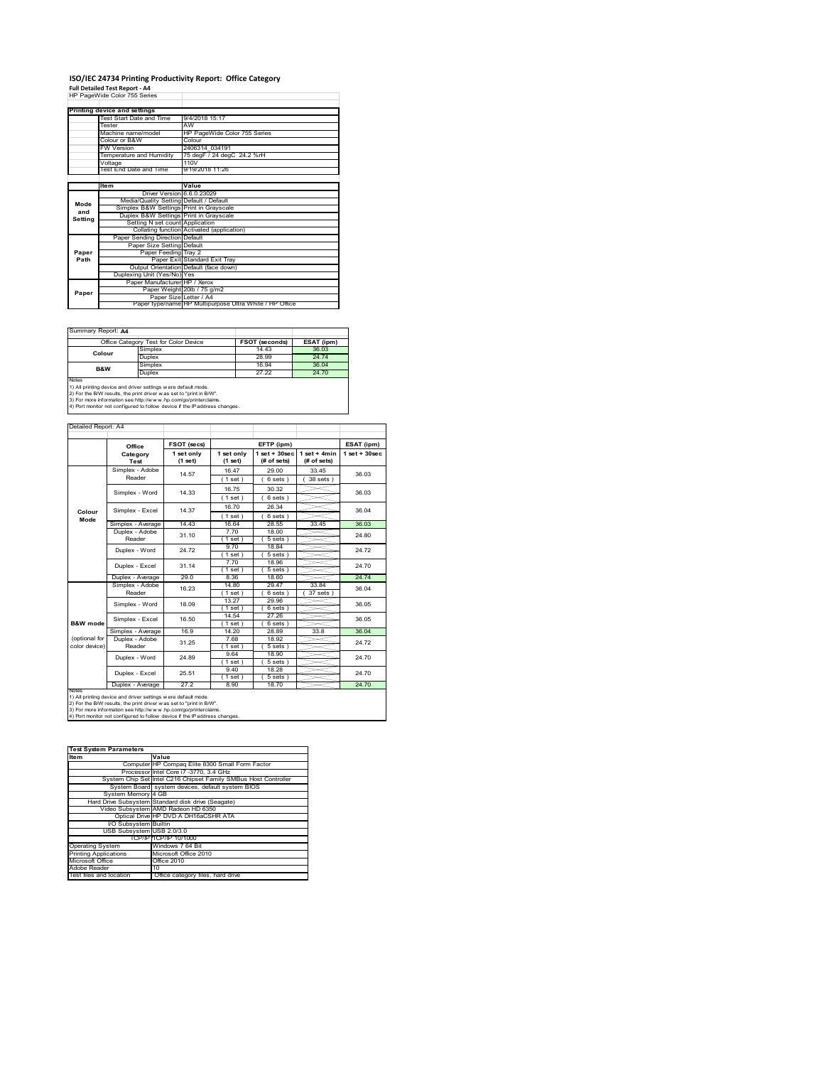# ISO/IEC 24734 Printing Productivity Report: Office Category

**Full Detailed Test Report - A4**

HP PageWide Color 755 Series

| Printing device and settings | |
|---|---|
| Test Start Date and Time | 9/4/2018 15:17 |
| Tester | AW |
| Machine name/model | HP PageWide Color 755 Series |
| Colour or B&W | Colour |
| FW Version | 2406314_034191 |
| Temperature and Humidity | 75 degF / 24 degC 24.2 %rH |
| Voltage | 110V |
| Test End Date and Time | 9/19/2018 11:26 |

| | Item | Value |
|---|---|---|
| Mode and Setting | Driver Version | 6.6.0.23029 |
| | Media/Quality Setting | Default / Default |
| | Simplex B&W Settings | Print in Grayscale |
| | Duplex B&W Settings | Print in Grayscale |
| | Setting N set count | Application |
| | Collating function | Activated (application) |
| Paper Path | Paper Sending Direction | Default |
| | Paper Size Setting | Default |
| | Paper Feeding | Tray 2 |
| | Paper Exit | Standard Exit Tray |
| | Output Orientation | Default (face down) |
| | Duplexing Unit (Yes/No) | Yes |
| Paper | Paper Manufacturer | HP / Xerox |
| | Paper Weight | 20lb / 75 g/m2 |
| | Paper Size | Letter / A4 |
| | Paper type/name | HP Multipurpose Ultra White / HP Office |

Summary Report: **A4**

| Office Category Test for Color Device | | FSOT (seconds) | ESAT (ipm) |
|---|---|---|---|
| Colour | Simplex | 14.43 | 36.03 |
| | Duplex | 28.99 | 24.74 |
| B&W | Simplex | 16.94 | 36.04 |
| | Duplex | 27.22 | 24.70 |

Notes
1) All printing device and driver settings were default mode.
2) For the B/W results, the print driver was set to "print in B/W".
3) For more information see http://www.hp.com/go/printerclaims.
4) Port monitor not configured to follow device if the IP address changes.

Detailed Report: A4

| | Office Category Test | FSOT (secs) 1 set only (1 set) | EFTP (ipm) 1 set only (1 set) | EFTP (ipm) 1 set + 30sec (# of sets) | EFTP (ipm) 1 set + 4min (# of sets) | ESAT (ipm) 1 set + 30sec |
|---|---|---|---|---|---|---|
| Colour Mode | Simplex - Adobe Reader | 14.57 | 16.47 (1 set) | 29.00 (6 sets) | 33.45 (38 sets) | 36.03 |
| | Simplex - Word | 14.33 | 16.75 (1 set) | 30.32 (6 sets) | | 36.03 |
| | Simplex - Excel | 14.37 | 16.70 (1 set) | 26.34 (6 sets) | | 36.04 |
| | Simplex - Average | 14.43 | 16.64 | 28.55 | 33.45 | 36.03 |
| | Duplex - Adobe Reader | 31.10 | 7.70 (1 set) | 18.00 (5 sets) | | 24.80 |
| | Duplex - Word | 24.72 | 9.70 (1 set) | 18.84 (5 sets) | | 24.72 |
| | Duplex - Excel | 31.14 | 7.70 (1 set) | 18.96 (5 sets) | | 24.70 |
| | Duplex - Average | 29.0 | 8.36 | 18.60 | | 24.74 |
| B&W mode (optional for color device) | Simplex - Adobe Reader | 16.23 | 14.80 (1 set) | 29.47 (6 sets) | 33.84 (37 sets) | 36.04 |
| | Simplex - Word | 18.09 | 13.27 (1 set) | 29.96 (6 sets) | | 36.05 |
| | Simplex - Excel | 16.50 | 14.54 (1 set) | 27.26 (6 sets) | | 36.05 |
| | Simplex - Average | 16.9 | 14.20 | 28.89 | 33.8 | 36.04 |
| | Duplex - Adobe Reader | 31.25 | 7.68 (1 set) | 18.92 (5 sets) | | 24.72 |
| | Duplex - Word | 24.89 | 9.64 (1 set) | 18.90 (5 sets) | | 24.70 |
| | Duplex - Excel | 25.51 | 9.40 (1 set) | 18.28 (5 sets) | | 24.70 |
| | Duplex - Average | 27.2 | 8.90 | 18.70 | | 24.70 |

Notes
1) All printing device and driver settings were default mode.
2) For the B/W results, the print driver was set to "print in B/W".
3) For more information see http://www.hp.com/go/printerclaims.
4) Port monitor not configured to follow device if the IP address changes.

| Test System Parameters | |
|---|---|
| Item | Value |
| Computer | HP Compaq Elite 8300 Small Form Factor |
| Processor | Intel Core i7 -3770, 3.4 GHz |
| System Chip Set | Intel C216 Chipset Family SMBus Host Controller |
| System Board | system devices, default system BIOS |
| System Memory | 4 GB |
| Hard Drive Subsystem | Standard disk drive (Seagate) |
| Video Subsystem | AMD Radeon HD 6350 |
| Optical Drive | HP DVD A DH16aCSHR ATA |
| I/O Subsystem | Builtin |
| USB Subsystem | USB 2.0/3.0 |
| TCP/IP | TCP/IP 10/1000 |
| Operating System | Windows 7 64 Bit |
| Printing Applications | Microsoft Office 2010 |
| Microsoft Office | Office 2010 |
| Adobe Reader | 10 |
| Test files and location | Office category files, hard drive |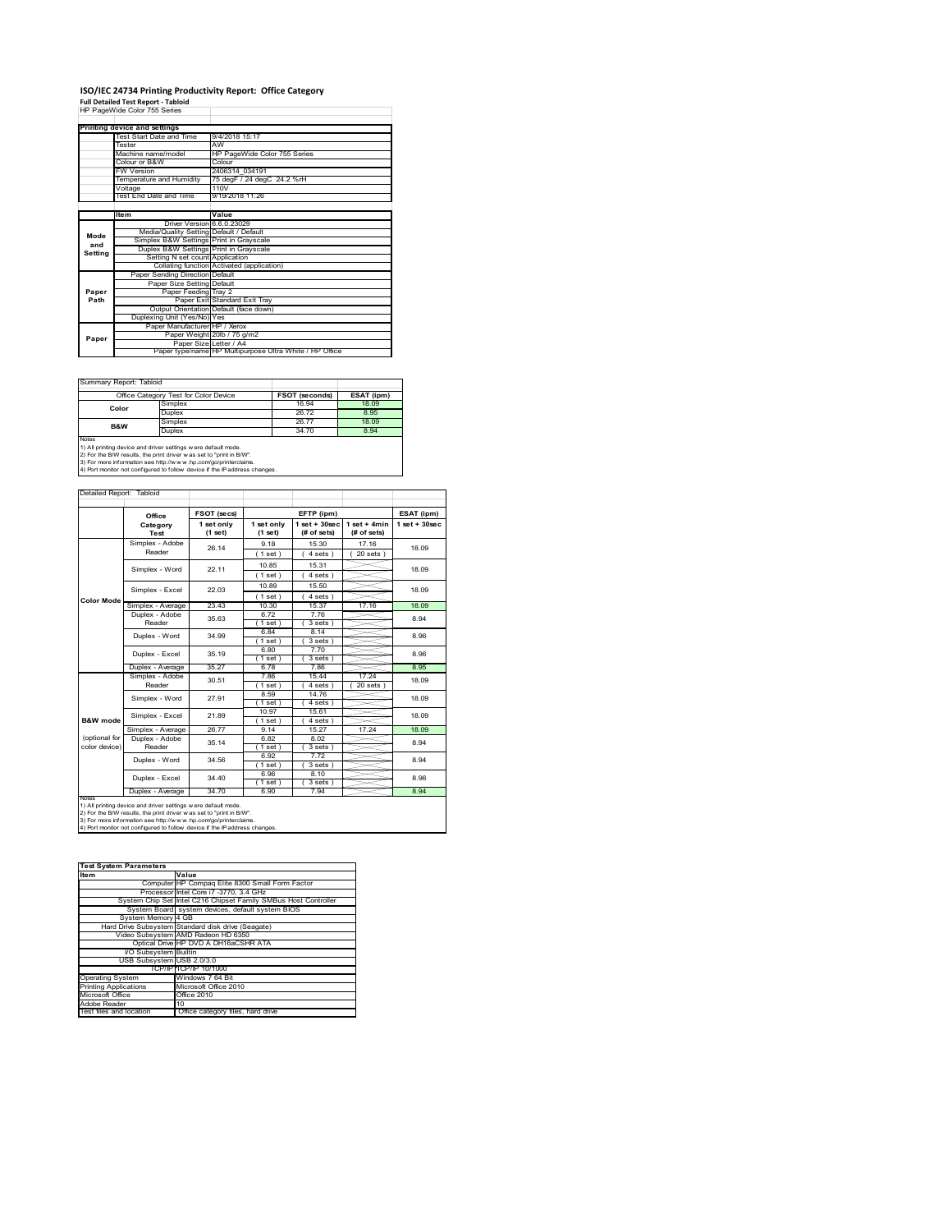# ISO/IEC 24734 Printing Productivity Report: Office Category

**Full Detailed Test Report - Tabloid**

HP PageWide Color 755 Series

| Printing device and settings | |
|---|---|
| Test Start Date and Time | 9/4/2018 15:17 |
| Tester | AW |
| Machine name/model | HP PageWide Color 755 Series |
| Colour or B&W | Colour |
| FW Version | 2406314_034191 |
| Temperature and Humidity | 75 degF / 24 degC 24.2 %rH |
| Voltage | 110V |
| Test End Date and Time | 9/19/2018 11:26 |

| | Item | Value |
|---|---|---|
| Mode and Setting | Driver Version | 6.6.0.23029 |
| | Media/Quality Setting | Default / Default |
| | Simplex B&W Settings | Print in Grayscale |
| | Duplex B&W Settings | Print in Grayscale |
| | Setting N set count | Application |
| | Collating function | Activated (application) |
| Paper Path | Paper Sending Direction | Default |
| | Paper Size Setting | Default |
| | Paper Feeding | Tray 2 |
| | Paper Exit | Standard Exit Tray |
| | Output Orientation | Default (face down) |
| | Duplexing Unit (Yes/No) | Yes |
| Paper | Paper Manufacturer | HP / Xerox |
| | Paper Weight | 20lb / 75 g/m2 |
| | Paper Size | Letter / A4 |
| | Paper type/name | HP Multipurpose Ultra White / HP Office |

Summary Report: Tabloid

| Office Category Test for Color Device | | FSOT (seconds) | ESAT (ipm) |
|---|---|---|---|
| Color | Simplex | 16.94 | 18.09 |
| | Duplex | 26.72 | 8.95 |
| B&W | Simplex | 26.77 | 18.09 |
| | Duplex | 34.70 | 8.94 |

Notes
1) All printing device and driver settings were default mode.
2) For the B/W results, the print driver was set to "print in B/W".
3) For more information see http://www.hp.com/go/printerclaims.
4) Port monitor not configured to follow device if the IP address changes.

Detailed Report: Tabloid

| | Office Category Test | FSOT (secs) 1 set only (1 set) | EFTP (ipm) 1 set only (1 set) | EFTP (ipm) 1 set + 30sec (# of sets) | EFTP (ipm) 1 set + 4min (# of sets) | ESAT (ipm) 1 set + 30sec |
|---|---|---|---|---|---|---|
| Color Mode | Simplex - Adobe Reader | 26.14 | 9.18 (1 set) | 15.30 (4 sets) | 17.16 (20 sets) | 18.09 |
| | Simplex - Word | 22.11 | 10.85 (1 set) | 15.31 (4 sets) | | 18.09 |
| | Simplex - Excel | 22.03 | 10.89 (1 set) | 15.50 (4 sets) | | 18.09 |
| | Simplex - Average | 23.43 | 10.30 | 15.37 | 17.16 | 18.09 |
| | Duplex - Adobe Reader | 35.63 | 6.72 (1 set) | 7.76 (3 sets) | | 8.94 |
| | Duplex - Word | 34.99 | 6.84 (1 set) | 8.14 (3 sets) | | 8.96 |
| | Duplex - Excel | 35.19 | 6.80 (1 set) | 7.70 (3 sets) | | 8.96 |
| | Duplex - Average | 35.27 | 6.78 | 7.86 | | 8.95 |
| B&W mode (optional for color device) | Simplex - Adobe Reader | 30.51 | 7.86 (1 set) | 15.44 (4 sets) | 17.24 (20 sets) | 18.09 |
| | Simplex - Word | 27.91 | 8.59 (1 set) | 14.76 (4 sets) | | 18.09 |
| | Simplex - Excel | 21.89 | 10.97 (1 set) | 15.61 (4 sets) | | 18.09 |
| | Simplex - Average | 26.77 | 9.14 | 15.27 | 17.24 | 18.09 |
| | Duplex - Adobe Reader | 35.14 | 6.82 (1 set) | 8.02 (3 sets) | | 8.94 |
| | Duplex - Word | 34.56 | 6.92 (1 set) | 7.72 (3 sets) | | 8.94 |
| | Duplex - Excel | 34.40 | 6.96 (1 set) | 8.10 (3 sets) | | 8.96 |
| | Duplex - Average | 34.70 | 6.90 | 7.94 | | 8.94 |

Notes
1) All printing device and driver settings were default mode.
2) For the B/W results, the print driver was set to "print in B/W".
3) For more information see http://www.hp.com/go/printerclaims.
4) Port monitor not configured to follow device if the IP address changes.

| Test System Parameters | |
|---|---|
| **Item** | **Value** |
| Computer | HP Compaq Elite 8300 Small Form Factor |
| Processor | Intel Core i7 -3770, 3.4 GHz |
| System Chip Set | Intel C216 Chipset Family SMBus Host Controller |
| System Board | system devices, default system BIOS |
| System Memory | 4 GB |
| Hard Drive Subsystem | Standard disk drive (Seagate) |
| Video Subsystem | AMD Radeon HD 6350 |
| Optical Drive | HP DVD A DH16aCSHR ATA |
| I/O Subsystem | Builtin |
| USB Subsystem | USB 2.0/3.0 |
| TCP/IP | TCP/IP 10/1000 |
| Operating System | Windows 7 64 Bit |
| Printing Applications | Microsoft Office 2010 |
| Microsoft Office | Office 2010 |
| Adobe Reader | 10 |
| Test files and location | Office category files, hard drive |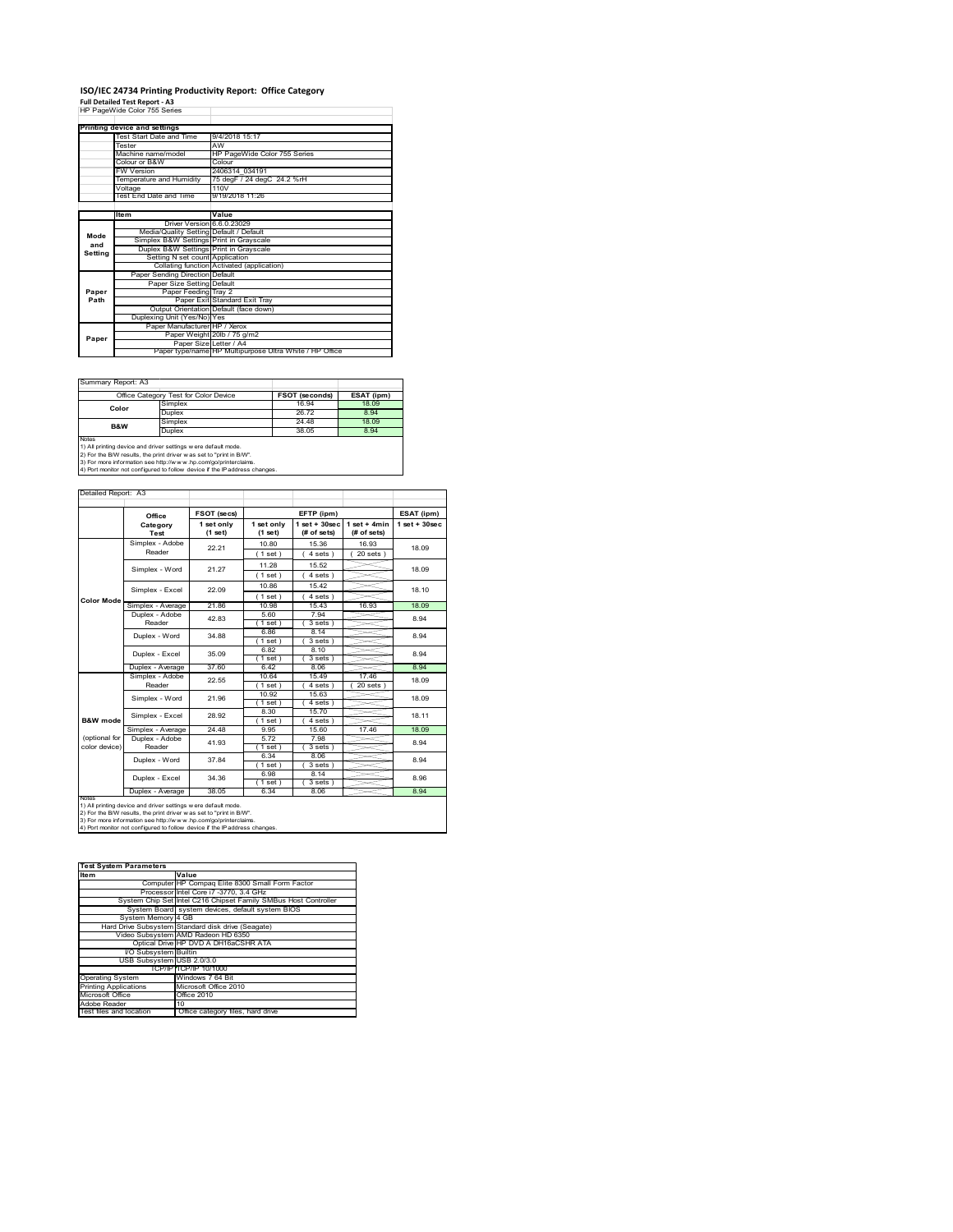# ISO/IEC 24734 Printing Productivity Report: Office Category

**Full Detailed Test Report - A3**

HP PageWide Color 755 Series

| Printing device and settings | |
|---|---|
| Test Start Date and Time | 9/4/2018 15:17 |
| Tester | AW |
| Machine name/model | HP PageWide Color 755 Series |
| Colour or B&W | Colour |
| FW Version | 2406314_034191 |
| Temperature and Humidity | 75 degF / 24 degC 24.2 %rH |
| Voltage | 110V |
| Test End Date and Time | 9/19/2018 11:26 |

| | Item | Value |
|---|---|---|
| Mode and Setting | Driver Version | 6.6.0.23029 |
| | Media/Quality Setting | Default / Default |
| | Simplex B&W Settings | Print in Grayscale |
| | Duplex B&W Settings | Print in Grayscale |
| | Setting N set count | Application |
| | Collating function | Activated (application) |
| Paper Path | Paper Sending Direction | Default |
| | Paper Size Setting | Default |
| | Paper Feeding | Tray 2 |
| | Paper Exit | Standard Exit Tray |
| | Output Orientation | Default (face down) |
| | Duplexing Unit (Yes/No) | Yes |
| Paper | Paper Manufacturer | HP / Xerox |
| | Paper Weight | 20lb / 75 g/m2 |
| | Paper Size | Letter / A4 |
| | Paper type/name | HP Multipurpose Ultra White / HP Office |

Summary Report: A3

| Office Category Test for Color Device | | FSOT (seconds) | ESAT (ipm) |
|---|---|---|---|
| Color | Simplex | 16.94 | 18.09 |
| | Duplex | 26.72 | 8.94 |
| B&W | Simplex | 24.48 | 18.09 |
| | Duplex | 38.05 | 8.94 |

Notes
1) All printing device and driver settings were default mode.
2) For the B/W results, the print driver was set to "print in B/W".
3) For more information see http://www.hp.com/go/printerclaims.
4) Port monitor not configured to follow device if the IP address changes.

Detailed Report: A3

| | Office Category Test | FSOT (secs) 1 set only (1 set) | EFTP (ipm) 1 set only (1 set) | EFTP (ipm) 1 set + 30sec (# of sets) | EFTP (ipm) 1 set + 4min (# of sets) | ESAT (ipm) 1 set + 30sec |
|---|---|---|---|---|---|---|
| Color Mode | Simplex - Adobe Reader | 22.21 | 10.80 (1 set) | 15.36 (4 sets) | 16.93 (20 sets) | 18.09 |
| | Simplex - Word | 21.27 | 11.28 (1 set) | 15.52 (4 sets) | | 18.09 |
| | Simplex - Excel | 22.09 | 10.86 (1 set) | 15.42 (4 sets) | | 18.10 |
| | Simplex - Average | 21.86 | 10.98 | 15.43 | 16.93 | 18.09 |
| | Duplex - Adobe Reader | 42.83 | 5.60 (1 set) | 7.94 (3 sets) | | 8.94 |
| | Duplex - Word | 34.88 | 6.86 (1 set) | 8.14 (3 sets) | | 8.94 |
| | Duplex - Excel | 35.09 | 6.82 (1 set) | 8.10 (3 sets) | | 8.94 |
| | Duplex - Average | 37.60 | 6.42 | 8.06 | | 8.94 |
| B&W mode (optional for color device) | Simplex - Adobe Reader | 22.55 | 10.64 (1 set) | 15.49 (4 sets) | 17.46 (20 sets) | 18.09 |
| | Simplex - Word | 21.96 | 10.92 (1 set) | 15.63 (4 sets) | | 18.09 |
| | Simplex - Excel | 28.92 | 8.30 (1 set) | 15.70 (4 sets) | | 18.11 |
| | Simplex - Average | 24.48 | 9.95 | 15.60 | 17.46 | 18.09 |
| | Duplex - Adobe Reader | 41.93 | 5.72 (1 set) | 7.98 (3 sets) | | 8.94 |
| | Duplex - Word | 37.84 | 6.34 (1 set) | 8.06 (3 sets) | | 8.94 |
| | Duplex - Excel | 34.36 | 6.98 (1 set) | 8.14 (3 sets) | | 8.96 |
| | Duplex - Average | 38.05 | 6.34 | 8.06 | | 8.94 |

Notes
1) All printing device and driver settings were default mode.
2) For the B/W results, the print driver was set to "print in B/W".
3) For more information see http://www.hp.com/go/printerclaims.
4) Port monitor not configured to follow device if the IP address changes.

| Test System Parameters | |
|---|---|
| **Item** | **Value** |
| Computer | HP Compaq Elite 8300 Small Form Factor |
| Processor | Intel Core i7 -3770, 3.4 GHz |
| System Chip Set | Intel C216 Chipset Family SMBus Host Controller |
| System Board | system devices, default system BIOS |
| System Memory | 4 GB |
| Hard Drive Subsystem | Standard disk drive (Seagate) |
| Video Subsystem | AMD Radeon HD 6350 |
| Optical Drive | HP DVD A DH16aCSHR ATA |
| I/O Subsystem | Builtin |
| USB Subsystem | USB 2.0/3.0 |
| TCP/IP | TCP/IP 10/1000 |
| Operating System | Windows 7 64 Bit |
| Printing Applications | Microsoft Office 2010 |
| Microsoft Office | Office 2010 |
| Adobe Reader | 10 |
| Test files and location | Office category files, hard drive |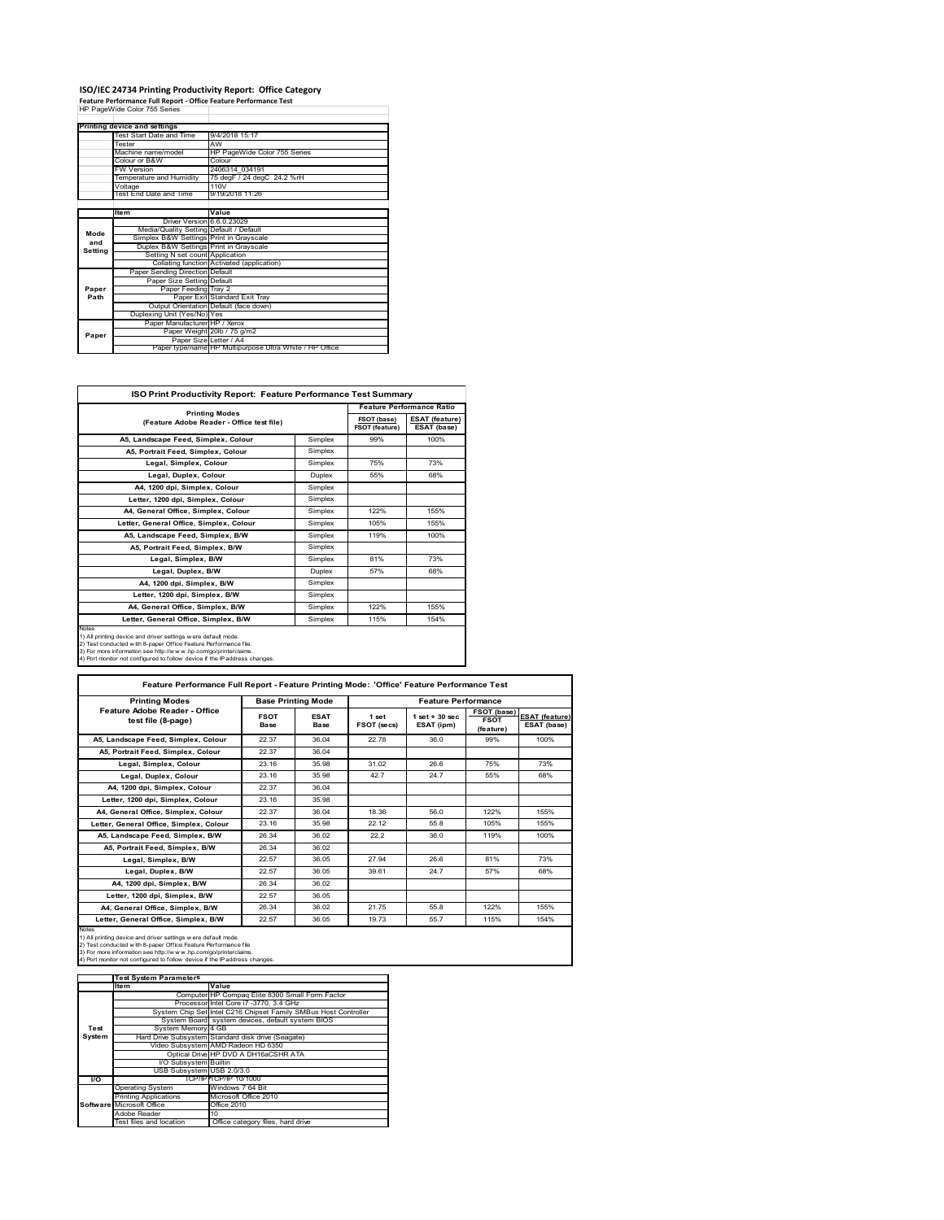# ISO/IEC 24734 Printing Productivity Report: Office Category

**Feature Performance Full Report - Office Feature Performance Test**

HP PageWide Color 755 Series

| Printing device and settings | |
|---|---|
| Test Start Date and Time | 9/4/2018 15:17 |
| Tester | AW |
| Machine name/model | HP PageWide Color 755 Series |
| Colour or B&W | Colour |
| FW Version | 2406314_034191 |
| Temperature and Humidity | 75 degF / 24 degC 24.2 %rH |
| Voltage | 110V |
| Test End Date and Time | 9/19/2018 11:26 |

| | Item | Value |
|---|---|---|
| Mode and Setting | Driver Version | 6.6.0.23029 |
| | Media/Quality Setting | Default / Default |
| | Simplex B&W Settings | Print in Grayscale |
| | Duplex B&W Settings | Print in Grayscale |
| | Setting N set count | Application |
| | Collating function | Activated (application) |
| Paper Path | Paper Sending Direction | Default |
| | Paper Size Setting | Default |
| | Paper Feeding | Tray 2 |
| | Paper Exit | Standard Exit Tray |
| | Output Orientation | Default (face down) |
| | Duplexing Unit (Yes/No) | Yes |
| Paper | Paper Manufacturer | HP / Xerox |
| | Paper Weight | 20lb / 75 g/m2 |
| | Paper Size | Letter / A4 |
| | Paper type/name | HP Multipurpose Ultra White / HP Office |

## ISO Print Productivity Report: Feature Performance Test Summary

| Printing Modes (Feature Adobe Reader - Office test file) | | Feature Performance Ratio FSOT (base) / FSOT (feature) | ESAT (feature) / ESAT (base) |
|---|---|---|---|
| A5, Landscape Feed, Simplex, Colour | Simplex | 99% | 100% |
| A5, Portrait Feed, Simplex, Colour | Simplex | | |
| Legal, Simplex, Colour | Simplex | 75% | 73% |
| Legal, Duplex, Colour | Duplex | 55% | 68% |
| A4, 1200 dpi, Simplex, Colour | Simplex | | |
| Letter, 1200 dpi, Simplex, Colour | Simplex | | |
| A4, General Office, Simplex, Colour | Simplex | 122% | 155% |
| Letter, General Office, Simplex, Colour | Simplex | 105% | 155% |
| A5, Landscape Feed, Simplex, B/W | Simplex | 119% | 100% |
| A5, Portrait Feed, Simplex, B/W | Simplex | | |
| Legal, Simplex, B/W | Simplex | 81% | 73% |
| Legal, Duplex, B/W | Duplex | 57% | 68% |
| A4, 1200 dpi, Simplex, B/W | Simplex | | |
| Letter, 1200 dpi, Simplex, B/W | Simplex | | |
| A4, General Office, Simplex, B/W | Simplex | 122% | 155% |
| Letter, General Office, Simplex, B/W | Simplex | 115% | 154% |

Notes
1) All printing device and driver settings were default mode.
2) Test conducted with 8-paper Office Feature Performance file.
3) For more information see http://www.hp.com/go/printerclaims.
4) Port monitor not configured to follow device if the IP address changes.

## Feature Performance Full Report - Feature Printing Mode: 'Office' Feature Performance Test

| Printing Modes Feature Adobe Reader - Office test file (8-page) | Base Printing Mode FSOT Base | ESAT Base | Feature Performance 1 set FSOT (secs) | 1 set + 30 sec ESAT (ipm) | FSOT (base) / FSOT (feature) | ESAT (feature) / ESAT (base) |
|---|---|---|---|---|---|---|
| A5, Landscape Feed, Simplex, Colour | 22.37 | 36.04 | 22.78 | 36.0 | 99% | 100% |
| A5, Portrait Feed, Simplex, Colour | 22.37 | 36.04 | | | | |
| Legal, Simplex, Colour | 23.16 | 35.98 | 31.02 | 26.6 | 75% | 73% |
| Legal, Duplex, Colour | 23.16 | 35.98 | 42.7 | 24.7 | 55% | 68% |
| A4, 1200 dpi, Simplex, Colour | 22.37 | 36.04 | | | | |
| Letter, 1200 dpi, Simplex, Colour | 23.16 | 35.98 | | | | |
| A4, General Office, Simplex, Colour | 22.37 | 36.04 | 18.36 | 56.0 | 122% | 155% |
| Letter, General Office, Simplex, Colour | 23.16 | 35.98 | 22.12 | 55.8 | 105% | 155% |
| A5, Landscape Feed, Simplex, B/W | 26.34 | 36.02 | 22.2 | 36.0 | 119% | 100% |
| A5, Portrait Feed, Simplex, B/W | 26.34 | 36.02 | | | | |
| Legal, Simplex, B/W | 22.57 | 36.05 | 27.94 | 26.6 | 81% | 73% |
| Legal, Duplex, B/W | 22.57 | 36.05 | 39.61 | 24.7 | 57% | 68% |
| A4, 1200 dpi, Simplex, B/W | 26.34 | 36.02 | | | | |
| Letter, 1200 dpi, Simplex, B/W | 22.57 | 36.05 | | | | |
| A4, General Office, Simplex, B/W | 26.34 | 36.02 | 21.75 | 55.8 | 122% | 155% |
| Letter, General Office, Simplex, B/W | 22.57 | 36.05 | 19.73 | 55.7 | 115% | 154% |

Notes
1) All printing device and driver settings were default mode.
2) Test conducted with 8-paper Office Feature Performance file
3) For more information see http://www.hp.com/go/printerclaims.
4) Port monitor not configured to follow device if the IP address changes.

| | Test System Parameters Item | Value |
|---|---|---|
| Test System | Computer | HP Compaq Elite 8300 Small Form Factor |
| | Processor | Intel Core i7 -3770, 3.4 GHz |
| | System Chip Set | Intel C216 Chipset Family SMBus Host Controller |
| | System Board | system devices, default system BIOS |
| | System Memory | 4 GB |
| | Hard Drive Subsystem | Standard disk drive (Seagate) |
| | Video Subsystem | AMD Radeon HD 6350 |
| | Optical Drive | HP DVD A DH16aCSHR ATA |
| | I/O Subsystem | Builtin |
| | USB Subsystem | USB 2.0/3.0 |
| I/O | TCP/IP | TCP/IP 10/1000 |
| Software | Operating System | Windows 7 64 Bit |
| | Printing Applications | Microsoft Office 2010 |
| | Microsoft Office | Office 2010 |
| | Adobe Reader | 10 |
| | Test files and location | Office category files, hard drive |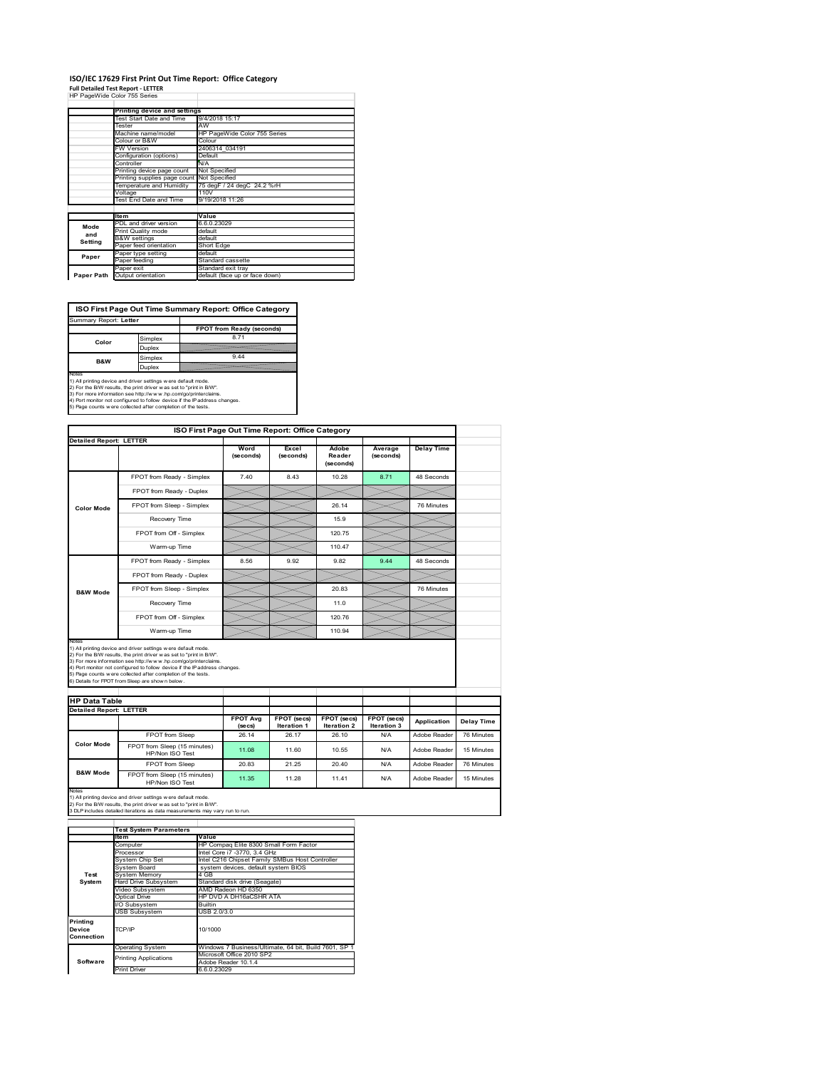# ISO/IEC 17629 First Print Out Time Report: Office Category

**Full Detailed Test Report - LETTER**

HP PageWide Color 755 Series

| | Printing device and settings | |
|---|---|---|
| | Test Start Date and Time | 9/4/2018 15:17 |
| | Tester | AW |
| | Machine name/model | HP PageWide Color 755 Series |
| | Colour or B&W | Colour |
| | FW Version | 2406314_034191 |
| | Configuration (options) | Default |
| | Controller | N/A |
| | Printing device page count | Not Specified |
| | Printing supplies page count | Not Specified |
| | Temperature and Humidity | 75 degF / 24 degC 24.2 %rH |
| | Voltage | 110V |
| | Test End Date and Time | 9/19/2018 11:26 |

| | Item | Value |
|---|---|---|
| Mode and Setting | PDL and driver version | 6.6.0.23029 |
| | Print Quality mode | default |
| | B&W settings | default |
| | Paper feed orientation | Short Edge |
| Paper | Paper type setting | default |
| | Paper feeding | Standard cassette |
| | Paper exit | Standard exit tray |
| Paper Path | Output orientation | default (face up or face down) |

**ISO First Page Out Time Summary Report: Office Category**

Summary Report: **Letter**

| | | FPOT from Ready (seconds) |
|---|---|---|
| Color | Simplex | 8.71 |
| | Duplex | |
| B&W | Simplex | 9.44 |
| | Duplex | |

Notes
1) All printing device and driver settings were default mode.
2) For the B/W results, the print driver was set to "print in B/W".
3) For more information see http://www.hp.com/go/printerclaims.
4) Port monitor not configured to follow device if the IP address changes.
5) Page counts were collected after completion of the tests.

**ISO First Page Out Time Report: Office Category**

Detailed Report: LETTER

| | | Word (seconds) | Excel (seconds) | Adobe Reader (seconds) | Average (seconds) | Delay Time |
|---|---|---|---|---|---|---|
| Color Mode | FPOT from Ready - Simplex | 7.40 | 8.43 | 10.28 | 8.71 | 48 Seconds |
| | FPOT from Ready - Duplex | | | | | |
| | FPOT from Sleep - Simplex | | | 26.14 | | 76 Minutes |
| | Recovery Time | | | 15.9 | | |
| | FPOT from Off - Simplex | | | 120.75 | | |
| | Warm-up Time | | | 110.47 | | |
| B&W Mode | FPOT from Ready - Simplex | 8.56 | 9.92 | 9.82 | 9.44 | 48 Seconds |
| | FPOT from Ready - Duplex | | | | | |
| | FPOT from Sleep - Simplex | | | 20.83 | | 76 Minutes |
| | Recovery Time | | | 11.0 | | |
| | FPOT from Off - Simplex | | | 120.76 | | |
| | Warm-up Time | | | 110.94 | | |

Notes
1) All printing device and driver settings were default mode.
2) For the B/W results, the print driver was set to "print in B/W".
3) For more information see http://www.hp.com/go/printerclaims.
4) Port monitor not configured to follow device if the IP address changes.
5) Page counts were collected after completion of the tests.
6) Details for FPOT from Sleep are shown below.

**HP Data Table**

Detailed Report: LETTER

| | | FPOT Avg (secs) | FPOT (secs) Iteration 1 | FPOT (secs) Iteration 2 | FPOT (secs) Iteration 3 | Application | Delay Time |
|---|---|---|---|---|---|---|---|
| Color Mode | FPOT from Sleep | 26.14 | 26.17 | 26.10 | N/A | Adobe Reader | 76 Minutes |
| | FPOT from Sleep (15 minutes) HP/Non ISO Test | 11.08 | 11.60 | 10.55 | N/A | Adobe Reader | 15 Minutes |
| B&W Mode | FPOT from Sleep | 20.83 | 21.25 | 20.40 | N/A | Adobe Reader | 76 Minutes |
| | FPOT from Sleep (15 minutes) HP/Non ISO Test | 11.35 | 11.28 | 11.41 | N/A | Adobe Reader | 15 Minutes |

Notes
1) All printing device and driver settings were default mode.
2) For the B/W results, the print driver was set to "print in B/W".
3 DLP includes detailed iterations as data measurements may vary run to run.

| | Test System Parameters | |
|---|---|---|
| | Item | Value |
| Test System | Computer | HP Compaq Elite 8300 Small Form Factor |
| | Processor | Intel Core i7 -3770, 3.4 GHz |
| | System Chip Set | Intel C216 Chipset Family SMBus Host Controller |
| | System Board | system devices, default system BIOS |
| | System Memory | 4 GB |
| | Hard Drive Subsystem | Standard disk drive (Seagate) |
| | Video Subsystem | AMD Radeon HD 6350 |
| | Optical Drive | HP DVD A DH16aCSHR ATA |
| | I/O Subsystem | Builtin |
| | USB Subsystem | USB 2.0/3.0 |
| Printing Device Connection | TCP/IP | 10/1000 |
| Software | Operating System | Windows 7 Business/Ultimate, 64 bit, Build 7601, SP 1 |
| | Printing Applications | Microsoft Office 2010 SP2 |
| | | Adobe Reader 10.1.4 |
| | Print Driver | 6.6.0.23029 |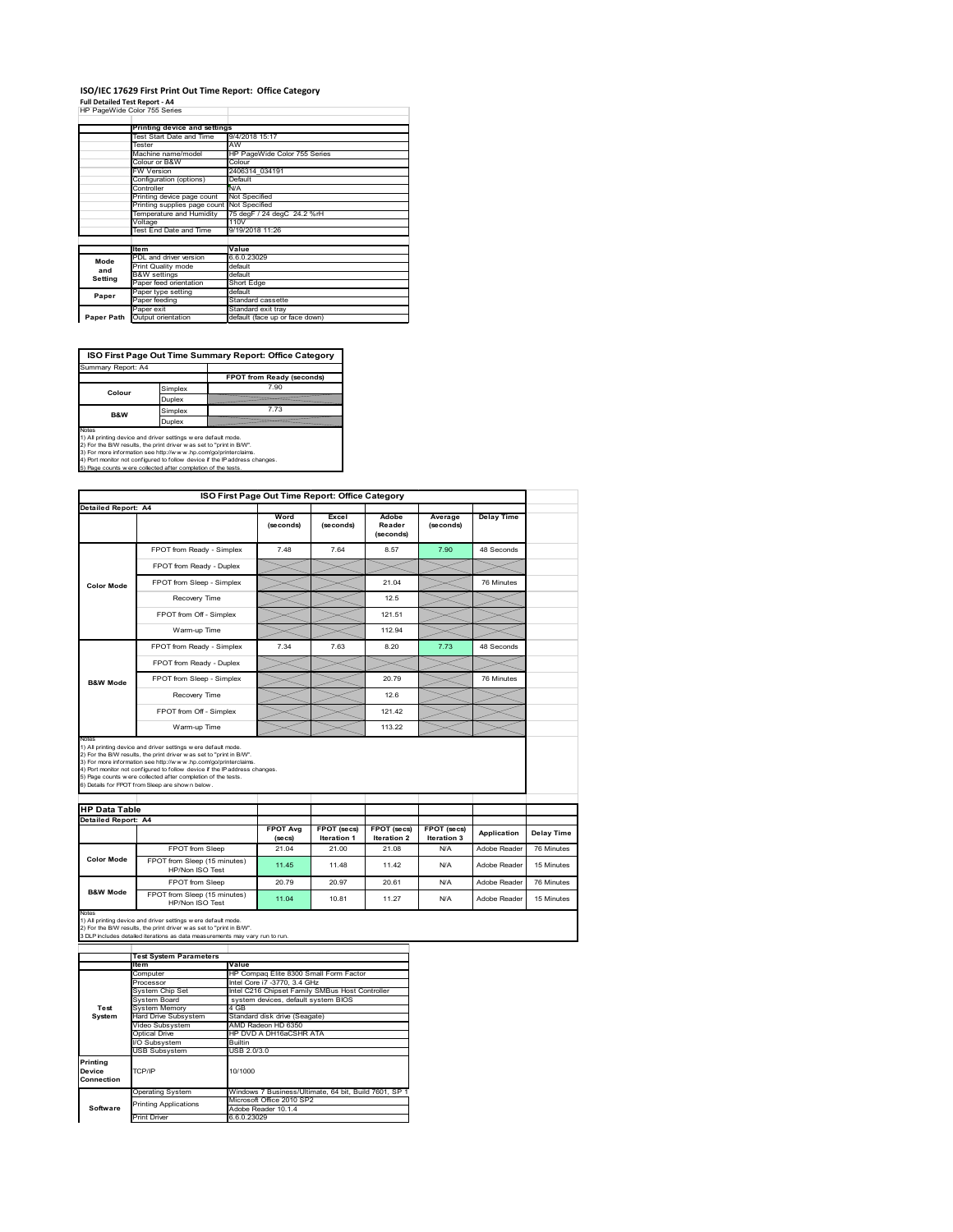# ISO/IEC 17629 First Print Out Time Report: Office Category

**Full Detailed Test Report - A4**

| HP PageWide Color 755 Series | | |
|---|---|---|
| | **Printing device and settings** | |
| | Test Start Date and Time | 9/4/2018 15:17 |
| | Tester | AW |
| | Machine name/model | HP PageWide Color 755 Series |
| | Colour or B&W | Colour |
| | FW Version | 2406314_034191 |
| | Configuration (options) | Default |
| | Controller | N/A |
| | Printing device page count | Not Specified |
| | Printing supplies page count | Not Specified |
| | Temperature and Humidity | 75 degF / 24 degC 24.2 %rH |
| | Voltage | 110V |
| | Test End Date and Time | 9/19/2018 11:26 |

| | Item | Value |
|---|---|---|
| Mode and Setting | PDL and driver version | 6.6.0.23029 |
| | Print Quality mode | default |
| | B&W settings | default |
| | Paper feed orientation | Short Edge |
| Paper | Paper type setting | default |
| | Paper feeding | Standard cassette |
| | Paper exit | Standard exit tray |
| Paper Path | Output orientation | default (face up or face down) |

## ISO First Page Out Time Summary Report: Office Category

| Summary Report: A4 | | |
|---|---|---|
| | | **FPOT from Ready (seconds)** |
| Colour | Simplex | 7.90 |
| | Duplex | |
| B&W | Simplex | 7.73 |
| | Duplex | |

Notes
1) All printing device and driver settings were default mode.
2) For the B/W results, the print driver was set to "print in B/W".
3) For more information see http://www.hp.com/go/printerclaims.
4) Port monitor not configured to follow device if the IP address changes.
5) Page counts were collected after completion of the tests.

## ISO First Page Out Time Report: Office Category

| Detailed Report: A4 | | Word (seconds) | Excel (seconds) | Adobe Reader (seconds) | Average (seconds) | Delay Time |
|---|---|---|---|---|---|---|
| Color Mode | FPOT from Ready - Simplex | 7.48 | 7.64 | 8.57 | 7.90 | 48 Seconds |
| | FPOT from Ready - Duplex | | | | | |
| | FPOT from Sleep - Simplex | | | 21.04 | | 76 Minutes |
| | Recovery Time | | | 12.5 | | |
| | FPOT from Off - Simplex | | | 121.51 | | |
| | Warm-up Time | | | 112.94 | | |
| B&W Mode | FPOT from Ready - Simplex | 7.34 | 7.63 | 8.20 | 7.73 | 48 Seconds |
| | FPOT from Ready - Duplex | | | | | |
| | FPOT from Sleep - Simplex | | | 20.79 | | 76 Minutes |
| | Recovery Time | | | 12.6 | | |
| | FPOT from Off - Simplex | | | 121.42 | | |
| | Warm-up Time | | | 113.22 | | |

Notes
1) All printing device and driver settings were default mode.
2) For the B/W results, the print driver was set to "print in B/W".
3) For more information see http://www.hp.com/go/printerclaims.
4) Port monitor not configured to follow device if the IP address changes.
5) Page counts were collected after completion of the tests.
6) Details for FPOT from Sleep are shown below.

## HP Data Table

| Detailed Report: A4 | | FPOT Avg (secs) | FPOT (secs) Iteration 1 | FPOT (secs) Iteration 2 | FPOT (secs) Iteration 3 | Application | Delay Time |
|---|---|---|---|---|---|---|---|
| Color Mode | FPOT from Sleep | 21.04 | 21.00 | 21.08 | N/A | Adobe Reader | 76 Minutes |
| | FPOT from Sleep (15 minutes) HP/Non ISO Test | 11.45 | 11.48 | 11.42 | N/A | Adobe Reader | 15 Minutes |
| B&W Mode | FPOT from Sleep | 20.79 | 20.97 | 20.61 | N/A | Adobe Reader | 76 Minutes |
| | FPOT from Sleep (15 minutes) HP/Non ISO Test | 11.04 | 10.81 | 11.27 | N/A | Adobe Reader | 15 Minutes |

Notes
1) All printing device and driver settings were default mode.
2) For the B/W results, the print driver was set to "print in B/W".
3 DLP includes detailed iterations as data measurements may vary run to run.

| | **Test System Parameters** | |
|---|---|---|
| | Item | Value |
| Test System | Computer | HP Compaq Elite 8300 Small Form Factor |
| | Processor | Intel Core i7 -3770, 3.4 GHz |
| | System Chip Set | Intel C216 Chipset Family SMBus Host Controller |
| | System Board | system devices, default system BIOS |
| | System Memory | 4 GB |
| | Hard Drive Subsystem | Standard disk drive (Seagate) |
| | Video Subsystem | AMD Radeon HD 6350 |
| | Optical Drive | HP DVD A DH16aCSHR ATA |
| | I/O Subsystem | Builtin |
| | USB Subsystem | USB 2.0/3.0 |
| Printing Device Connection | TCP/IP | 10/1000 |
| Software | Operating System | Windows 7 Business/Ultimate, 64 bit, Build 7601, SP 1 |
| | Printing Applications | Microsoft Office 2010 SP2 |
| | | Adobe Reader 10.1.4 |
| | Print Driver | 6.6.0.23029 |